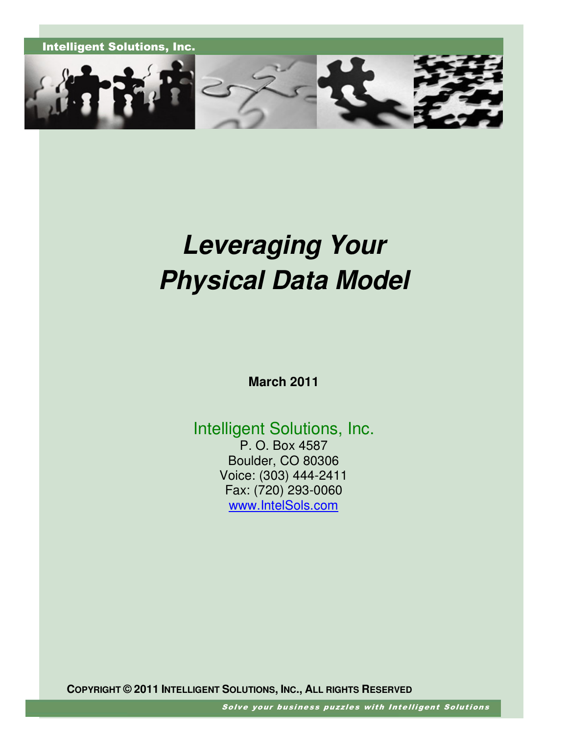Intelligent Solutions, Inc.

# *Leveraging Your Physical Data Model*

**March 2011**

Intelligent Solutions, Inc.
P. O. Box 4587
Boulder, CO 80306
Voice: (303) 444-2411
Fax: (720) 293-0060
[www.IntelSols.com](http://www.IntelSols.com)

**COPYRIGHT © 2011 INTELLIGENT SOLUTIONS, INC., ALL RIGHTS RESERVED**

*Solve your business puzzles with Intelligent Solutions*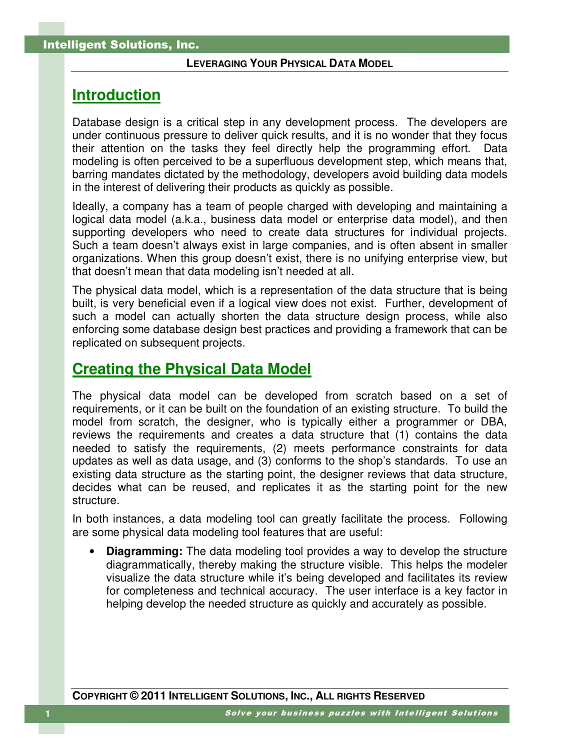## Introduction

Database design is a critical step in any development process. The developers are under continuous pressure to deliver quick results, and it is no wonder that they focus their attention on the tasks they feel directly help the programming effort. Data modeling is often perceived to be a superfluous development step, which means that, barring mandates dictated by the methodology, developers avoid building data models in the interest of delivering their products as quickly as possible.

Ideally, a company has a team of people charged with developing and maintaining a logical data model (a.k.a., business data model or enterprise data model), and then supporting developers who need to create data structures for individual projects. Such a team doesn't always exist in large companies, and is often absent in smaller organizations. When this group doesn't exist, there is no unifying enterprise view, but that doesn't mean that data modeling isn't needed at all.

The physical data model, which is a representation of the data structure that is being built, is very beneficial even if a logical view does not exist. Further, development of such a model can actually shorten the data structure design process, while also enforcing some database design best practices and providing a framework that can be replicated on subsequent projects.

## Creating the Physical Data Model

The physical data model can be developed from scratch based on a set of requirements, or it can be built on the foundation of an existing structure. To build the model from scratch, the designer, who is typically either a programmer or DBA, reviews the requirements and creates a data structure that (1) contains the data needed to satisfy the requirements, (2) meets performance constraints for data updates as well as data usage, and (3) conforms to the shop's standards. To use an existing data structure as the starting point, the designer reviews that data structure, decides what can be reused, and replicates it as the starting point for the new structure.

In both instances, a data modeling tool can greatly facilitate the process. Following are some physical data modeling tool features that are useful:

- **Diagramming:** The data modeling tool provides a way to develop the structure diagrammatically, thereby making the structure visible. This helps the modeler visualize the data structure while it's being developed and facilitates its review for completeness and technical accuracy. The user interface is a key factor in helping develop the needed structure as quickly and accurately as possible.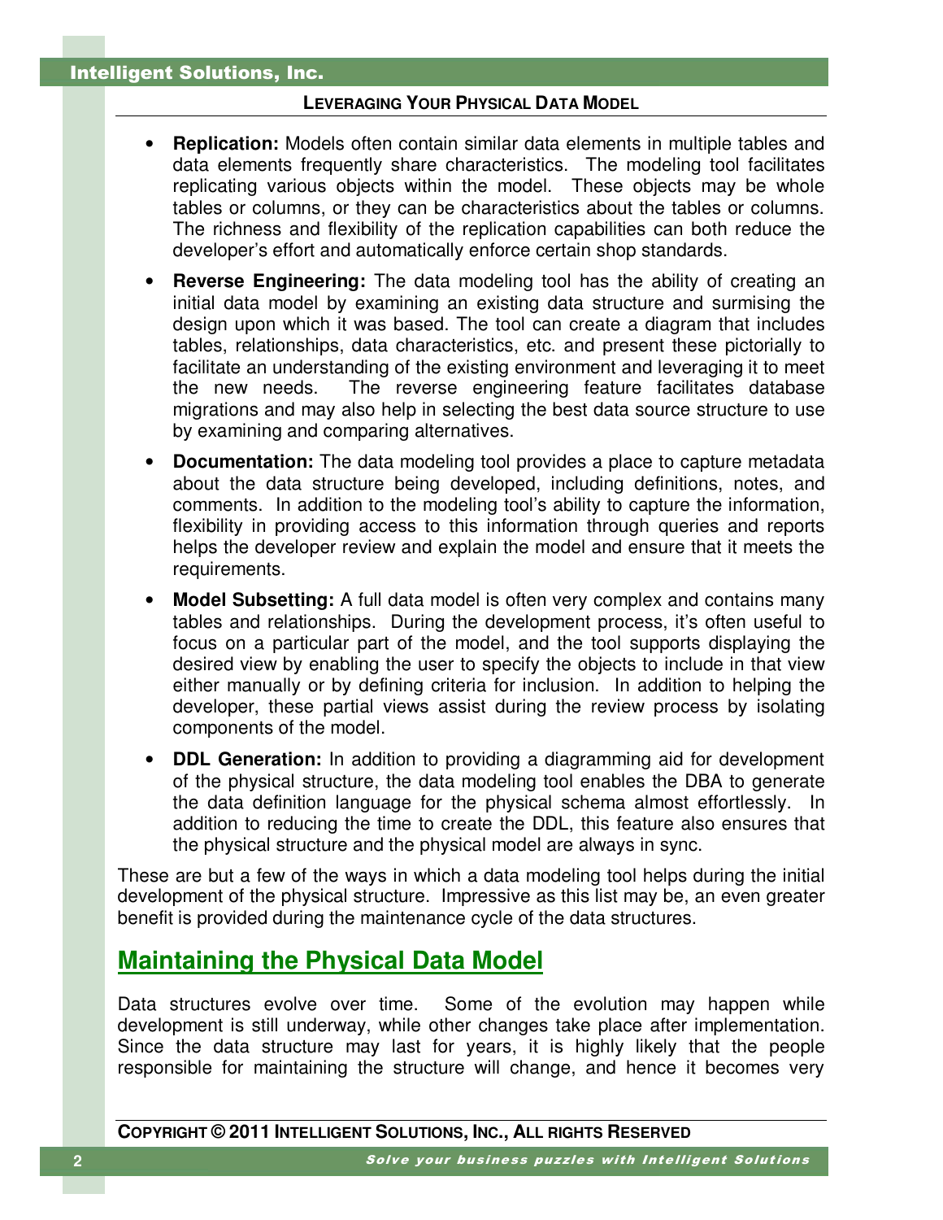- **Replication:** Models often contain similar data elements in multiple tables and data elements frequently share characteristics. The modeling tool facilitates replicating various objects within the model. These objects may be whole tables or columns, or they can be characteristics about the tables or columns. The richness and flexibility of the replication capabilities can both reduce the developer's effort and automatically enforce certain shop standards.

- **Reverse Engineering:** The data modeling tool has the ability of creating an initial data model by examining an existing data structure and surmising the design upon which it was based. The tool can create a diagram that includes tables, relationships, data characteristics, etc. and present these pictorially to facilitate an understanding of the existing environment and leveraging it to meet the new needs. The reverse engineering feature facilitates database migrations and may also help in selecting the best data source structure to use by examining and comparing alternatives.

- **Documentation:** The data modeling tool provides a place to capture metadata about the data structure being developed, including definitions, notes, and comments. In addition to the modeling tool's ability to capture the information, flexibility in providing access to this information through queries and reports helps the developer review and explain the model and ensure that it meets the requirements.

- **Model Subsetting:** A full data model is often very complex and contains many tables and relationships. During the development process, it's often useful to focus on a particular part of the model, and the tool supports displaying the desired view by enabling the user to specify the objects to include in that view either manually or by defining criteria for inclusion. In addition to helping the developer, these partial views assist during the review process by isolating components of the model.

- **DDL Generation:** In addition to providing a diagramming aid for development of the physical structure, the data modeling tool enables the DBA to generate the data definition language for the physical schema almost effortlessly. In addition to reducing the time to create the DDL, this feature also ensures that the physical structure and the physical model are always in sync.

These are but a few of the ways in which a data modeling tool helps during the initial development of the physical structure. Impressive as this list may be, an even greater benefit is provided during the maintenance cycle of the data structures.

## Maintaining the Physical Data Model

Data structures evolve over time. Some of the evolution may happen while development is still underway, while other changes take place after implementation. Since the data structure may last for years, it is highly likely that the people responsible for maintaining the structure will change, and hence it becomes very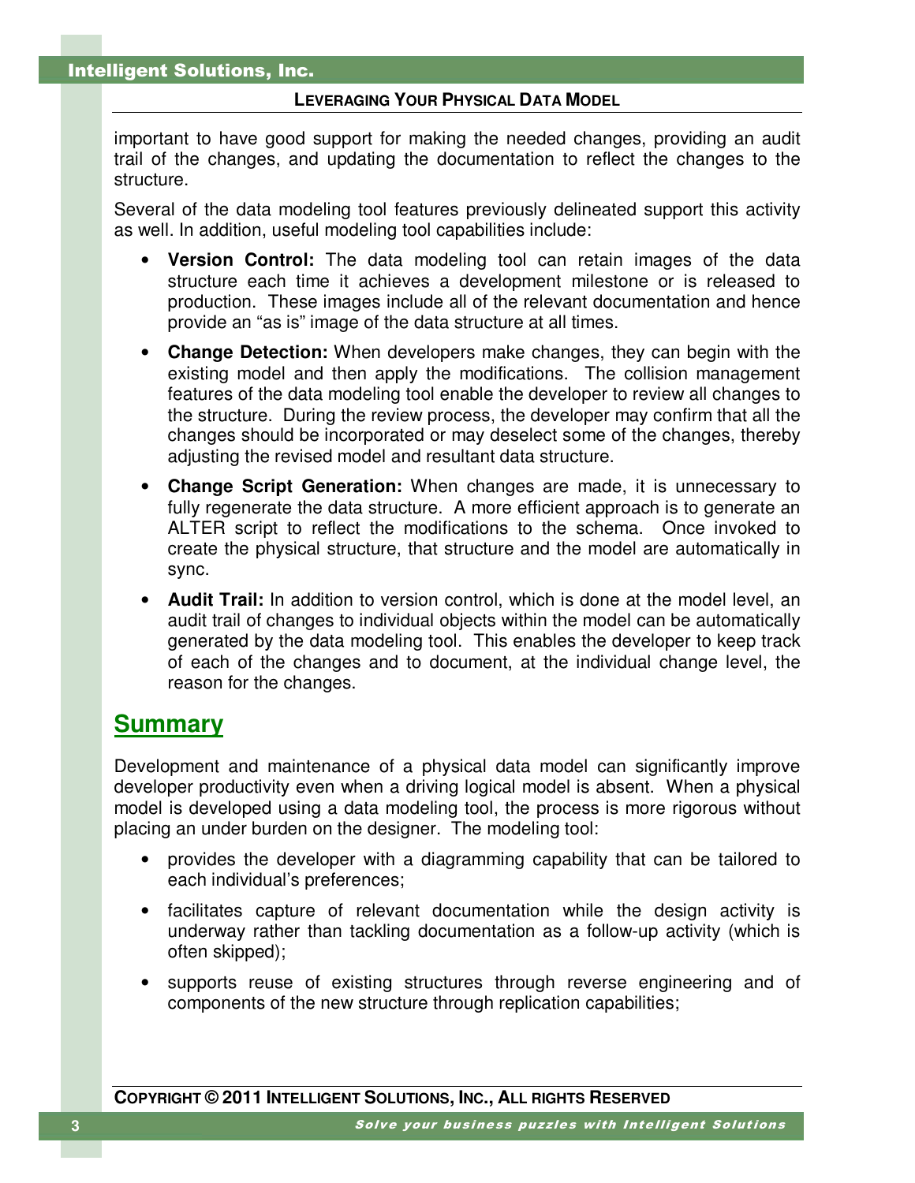important to have good support for making the needed changes, providing an audit trail of the changes, and updating the documentation to reflect the changes to the structure.

Several of the data modeling tool features previously delineated support this activity as well. In addition, useful modeling tool capabilities include:

- **Version Control:** The data modeling tool can retain images of the data structure each time it achieves a development milestone or is released to production. These images include all of the relevant documentation and hence provide an "as is" image of the data structure at all times.
- **Change Detection:** When developers make changes, they can begin with the existing model and then apply the modifications. The collision management features of the data modeling tool enable the developer to review all changes to the structure. During the review process, the developer may confirm that all the changes should be incorporated or may deselect some of the changes, thereby adjusting the revised model and resultant data structure.
- **Change Script Generation:** When changes are made, it is unnecessary to fully regenerate the data structure. A more efficient approach is to generate an ALTER script to reflect the modifications to the schema. Once invoked to create the physical structure, that structure and the model are automatically in sync.
- **Audit Trail:** In addition to version control, which is done at the model level, an audit trail of changes to individual objects within the model can be automatically generated by the data modeling tool. This enables the developer to keep track of each of the changes and to document, at the individual change level, the reason for the changes.

## Summary

Development and maintenance of a physical data model can significantly improve developer productivity even when a driving logical model is absent. When a physical model is developed using a data modeling tool, the process is more rigorous without placing an under burden on the designer. The modeling tool:

- provides the developer with a diagramming capability that can be tailored to each individual's preferences;
- facilitates capture of relevant documentation while the design activity is underway rather than tackling documentation as a follow-up activity (which is often skipped);
- supports reuse of existing structures through reverse engineering and of components of the new structure through replication capabilities;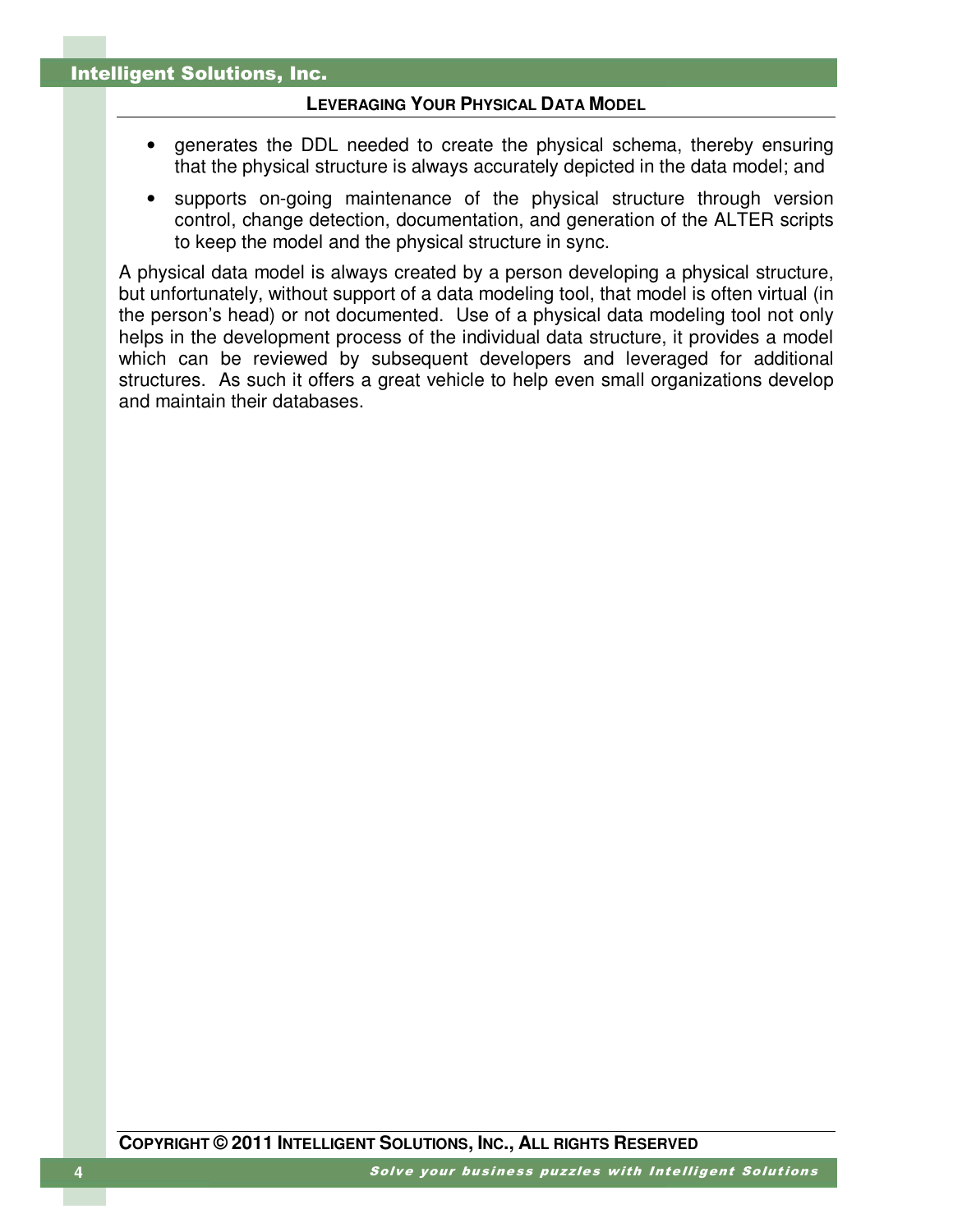- generates the DDL needed to create the physical schema, thereby ensuring that the physical structure is always accurately depicted in the data model; and
- supports on-going maintenance of the physical structure through version control, change detection, documentation, and generation of the ALTER scripts to keep the model and the physical structure in sync.

A physical data model is always created by a person developing a physical structure, but unfortunately, without support of a data modeling tool, that model is often virtual (in the person's head) or not documented. Use of a physical data modeling tool not only helps in the development process of the individual data structure, it provides a model which can be reviewed by subsequent developers and leveraged for additional structures. As such it offers a great vehicle to help even small organizations develop and maintain their databases.